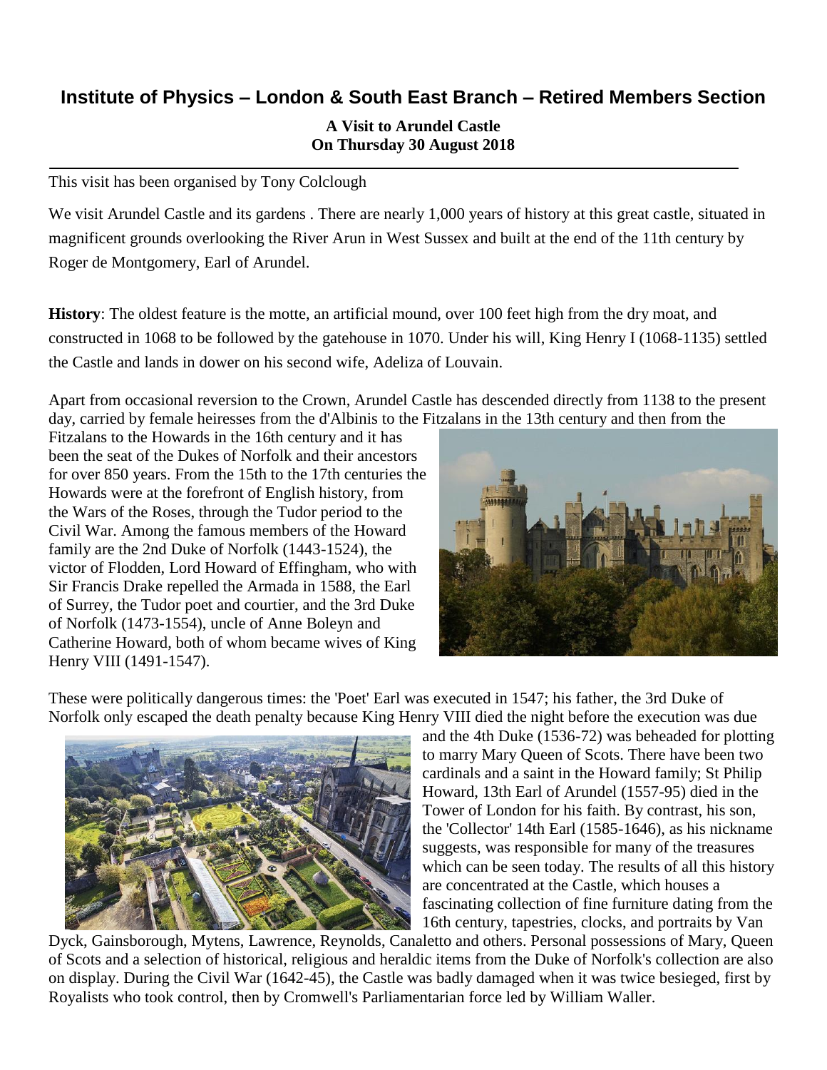# Institute of Physics – London & South East Branch – Retired Members Section

**A Visit to Arundel Castle**
**On Thursday 30 August 2018**

---

This visit has been organised by Tony Colclough

We visit Arundel Castle and its gardens . There are nearly 1,000 years of history at this great castle, situated in magnificent grounds overlooking the River Arun in West Sussex and built at the end of the 11th century by Roger de Montgomery, Earl of Arundel.

**History**: The oldest feature is the motte, an artificial mound, over 100 feet high from the dry moat, and constructed in 1068 to be followed by the gatehouse in 1070. Under his will, King Henry I (1068-1135) settled the Castle and lands in dower on his second wife, Adeliza of Louvain.

Apart from occasional reversion to the Crown, Arundel Castle has descended directly from 1138 to the present day, carried by female heiresses from the d'Albinis to the Fitzalans in the 13th century and then from the Fitzalans to the Howards in the 16th century and it has been the seat of the Dukes of Norfolk and their ancestors for over 850 years. From the 15th to the 17th centuries the Howards were at the forefront of English history, from the Wars of the Roses, through the Tudor period to the Civil War. Among the famous members of the Howard family are the 2nd Duke of Norfolk (1443-1524), the victor of Flodden, Lord Howard of Effingham, who with Sir Francis Drake repelled the Armada in 1588, the Earl of Surrey, the Tudor poet and courtier, and the 3rd Duke of Norfolk (1473-1554), uncle of Anne Boleyn and Catherine Howard, both of whom became wives of King Henry VIII (1491-1547).

These were politically dangerous times: the 'Poet' Earl was executed in 1547; his father, the 3rd Duke of Norfolk only escaped the death penalty because King Henry VIII died the night before the execution was due and the 4th Duke (1536-72) was beheaded for plotting to marry Mary Queen of Scots. There have been two cardinals and a saint in the Howard family; St Philip Howard, 13th Earl of Arundel (1557-95) died in the Tower of London for his faith. By contrast, his son, the 'Collector' 14th Earl (1585-1646), as his nickname suggests, was responsible for many of the treasures which can be seen today. The results of all this history are concentrated at the Castle, which houses a fascinating collection of fine furniture dating from the 16th century, tapestries, clocks, and portraits by Van Dyck, Gainsborough, Mytens, Lawrence, Reynolds, Canaletto and others. Personal possessions of Mary, Queen of Scots and a selection of historical, religious and heraldic items from the Duke of Norfolk's collection are also on display. During the Civil War (1642-45), the Castle was badly damaged when it was twice besieged, first by Royalists who took control, then by Cromwell's Parliamentarian force led by William Waller.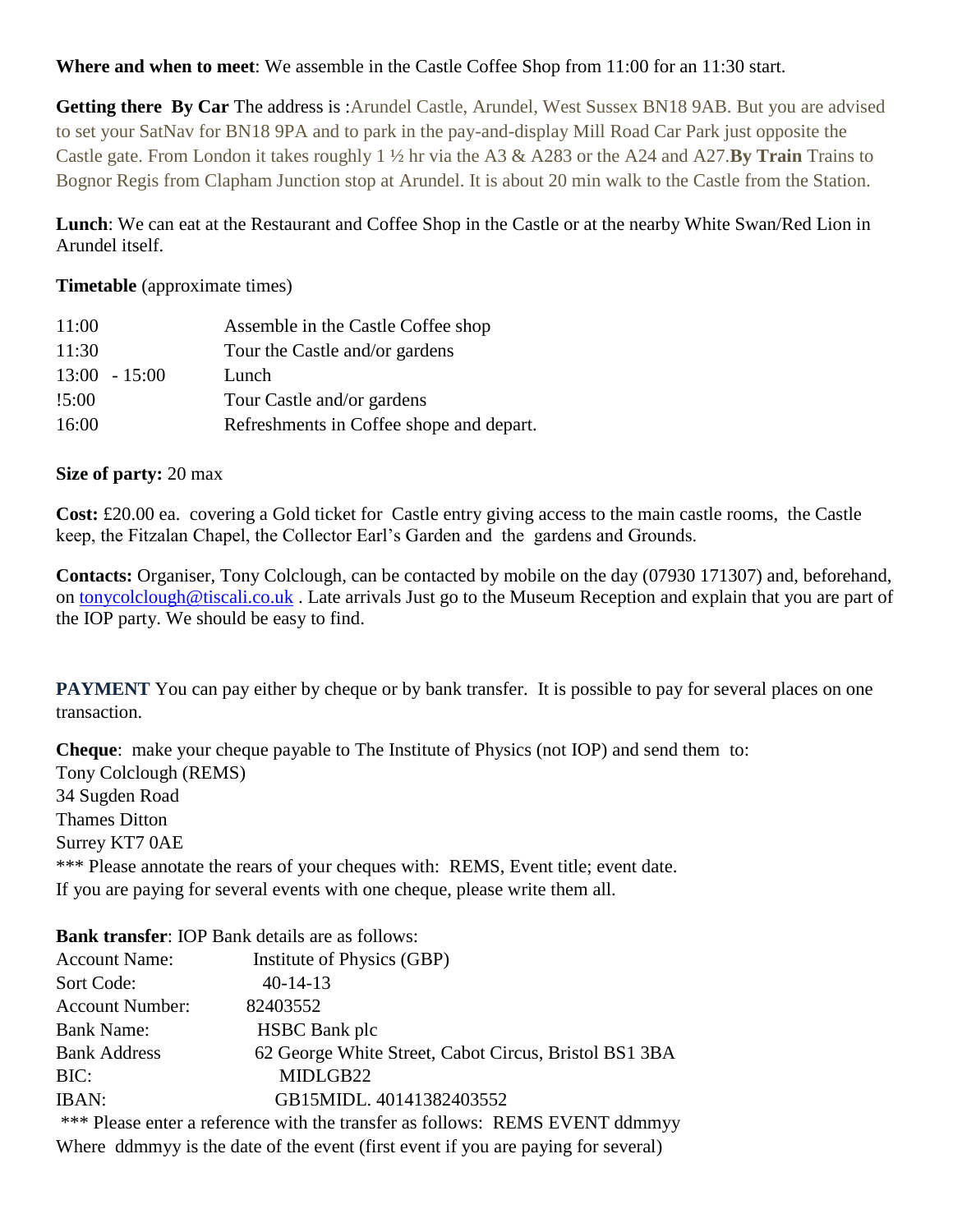**Where and when to meet**: We assemble in the Castle Coffee Shop from 11:00 for an 11:30 start.

**Getting there By Car** The address is :Arundel Castle, Arundel, West Sussex BN18 9AB. But you are advised to set your SatNav for BN18 9PA and to park in the pay-and-display Mill Road Car Park just opposite the Castle gate. From London it takes roughly 1 ½ hr via the A3 & A283 or the A24 and A27.**By Train** Trains to Bognor Regis from Clapham Junction stop at Arundel. It is about 20 min walk to the Castle from the Station.

**Lunch**: We can eat at the Restaurant and Coffee Shop in the Castle or at the nearby White Swan/Red Lion in Arundel itself.

**Timetable** (approximate times)

| | |
|---|---|
| 11:00 | Assemble in the Castle Coffee shop |
| 11:30 | Tour the Castle and/or gardens |
| 13:00 - 15:00 | Lunch |
| !5:00 | Tour Castle and/or gardens |
| 16:00 | Refreshments in Coffee shope and depart. |

**Size of party:** 20 max

**Cost:** £20.00 ea. covering a Gold ticket for Castle entry giving access to the main castle rooms, the Castle keep, the Fitzalan Chapel, the Collector Earl's Garden and the gardens and Grounds.

**Contacts:** Organiser, Tony Colclough, can be contacted by mobile on the day (07930 171307) and, beforehand, on tonycolclough@tiscali.co.uk . Late arrivals Just go to the Museum Reception and explain that you are part of the IOP party. We should be easy to find.

**PAYMENT** You can pay either by cheque or by bank transfer. It is possible to pay for several places on one transaction.

**Cheque**: make your cheque payable to The Institute of Physics (not IOP) and send them to:
Tony Colclough (REMS)
34 Sugden Road
Thames Ditton
Surrey KT7 0AE
*** Please annotate the rears of your cheques with: REMS, Event title; event date.
If you are paying for several events with one cheque, please write them all.

**Bank transfer**: IOP Bank details are as follows:

| | |
|---|---|
| Account Name: | Institute of Physics (GBP) |
| Sort Code: | 40-14-13 |
| Account Number: | 82403552 |
| Bank Name: | HSBC Bank plc |
| Bank Address | 62 George White Street, Cabot Circus, Bristol BS1 3BA |
| BIC: | MIDLGB22 |
| IBAN: | GB15MIDL. 40141382403552 |

*** Please enter a reference with the transfer as follows: REMS EVENT ddmmyy
Where ddmmyy is the date of the event (first event if you are paying for several)